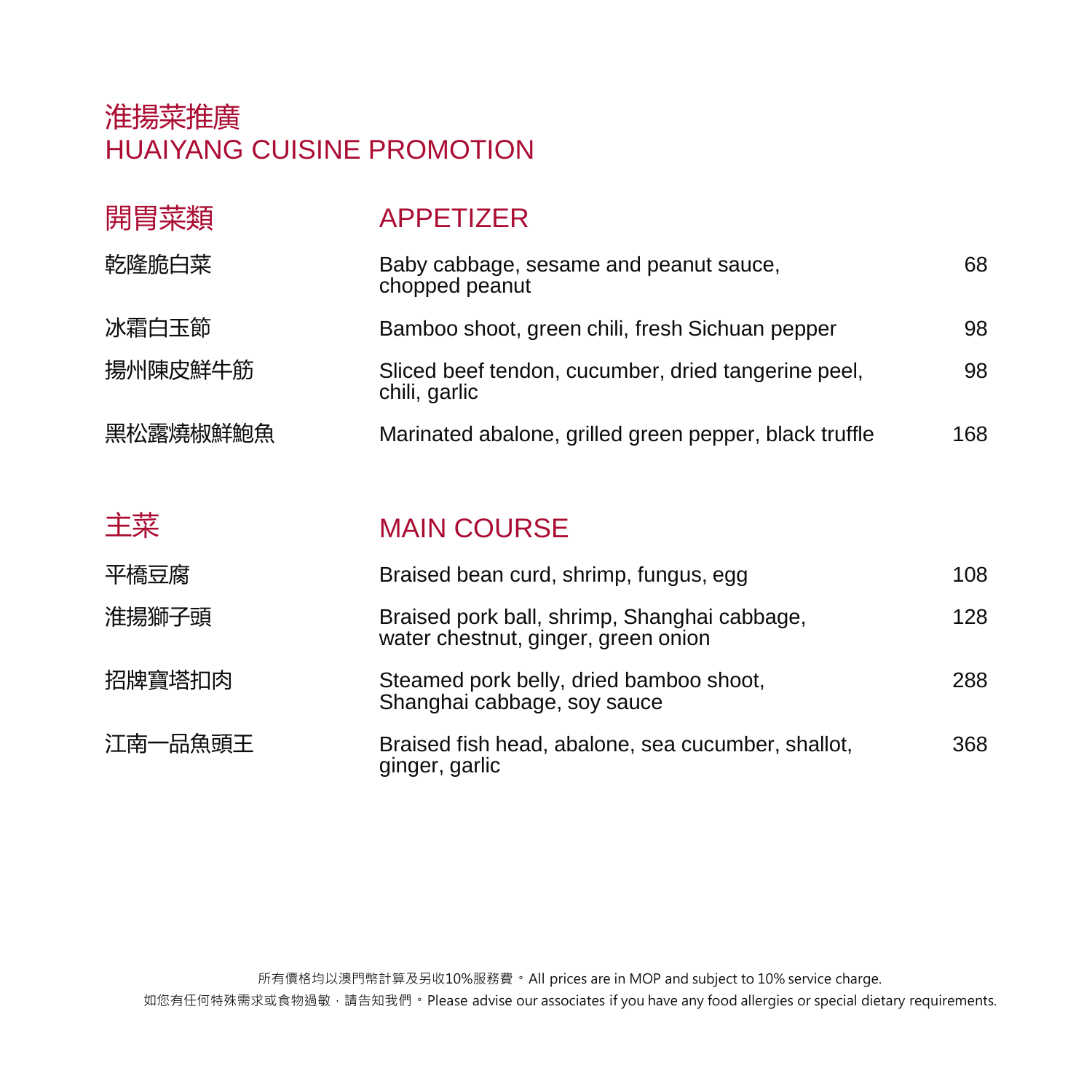# 淮揚菜推廣
# HUAIYANG CUISINE PROMOTION

## 開胃菜類 APPETIZER

| | | |
|---|---|---|
| 乾隆脆白菜 | Baby cabbage, sesame and peanut sauce, chopped peanut | 68 |
| 冰霜白玉節 | Bamboo shoot, green chili, fresh Sichuan pepper | 98 |
| 揚州陳皮鮮牛筋 | Sliced beef tendon, cucumber, dried tangerine peel, chili, garlic | 98 |
| 黑松露燒椒鮮鮑魚 | Marinated abalone, grilled green pepper, black truffle | 168 |

## 主菜 MAIN COURSE

| | | |
|---|---|---|
| 平橋豆腐 | Braised bean curd, shrimp, fungus, egg | 108 |
| 淮揚獅子頭 | Braised pork ball, shrimp, Shanghai cabbage, water chestnut, ginger, green onion | 128 |
| 招牌寶塔扣肉 | Steamed pork belly, dried bamboo shoot, Shanghai cabbage, soy sauce | 288 |
| 江南一品魚頭王 | Braised fish head, abalone, sea cucumber, shallot, ginger, garlic | 368 |

所有價格均以澳門幣計算及另收10%服務費。All prices are in MOP and subject to 10% service charge.

如您有任何特殊需求或食物過敏，請告知我們。Please advise our associates if you have any food allergies or special dietary requirements.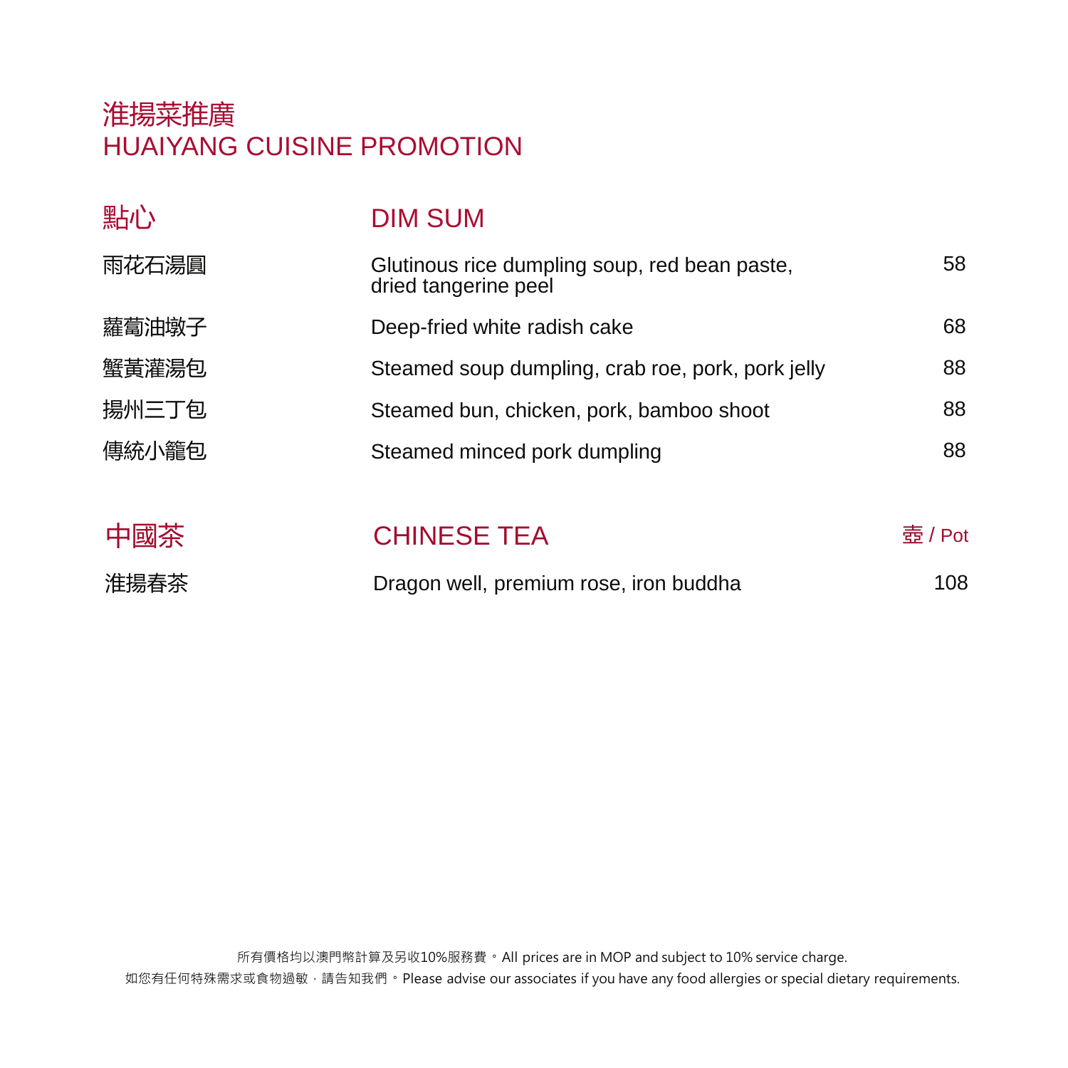# 淮揚菜推廣
# HUAIYANG CUISINE PROMOTION

## 點心 DIM SUM

| | | |
|---|---|---|
| 雨花石湯圓 | Glutinous rice dumpling soup, red bean paste, dried tangerine peel | 58 |
| 蘿蔔油墩子 | Deep-fried white radish cake | 68 |
| 蟹黃灌湯包 | Steamed soup dumpling, crab roe, pork, pork jelly | 88 |
| 揚州三丁包 | Steamed bun, chicken, pork, bamboo shoot | 88 |
| 傳統小籠包 | Steamed minced pork dumpling | 88 |

## 中國茶 CHINESE TEA

| | | 壺 / Pot |
|---|---|---|
| 淮揚春茶 | Dragon well, premium rose, iron buddha | 108 |

所有價格均以澳門幣計算及另收10%服務費。All prices are in MOP and subject to 10% service charge.

如您有任何特殊需求或食物過敏，請告知我們。Please advise our associates if you have any food allergies or special dietary requirements.